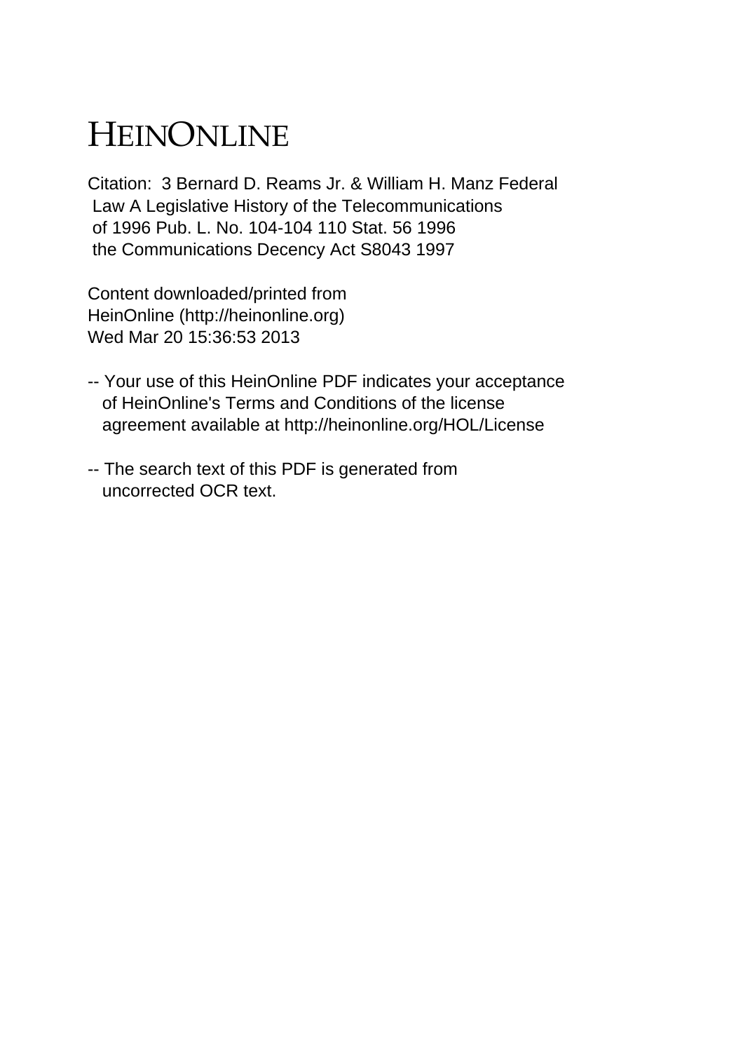# HEINONLINE

Citation: 3 Bernard D. Reams Jr. & William H. Manz Federal Law A Legislative History of the Telecommunications of 1996 Pub. L. No. 104-104 110 Stat. 56 1996 the Communications Decency Act S8043 1997

Content downloaded/printed from HeinOnline (http://heinonline.org)
Wed Mar 20 15:36:53 2013

-- Your use of this HeinOnline PDF indicates your acceptance of HeinOnline's Terms and Conditions of the license agreement available at http://heinonline.org/HOL/License

-- The search text of this PDF is generated from uncorrected OCR text.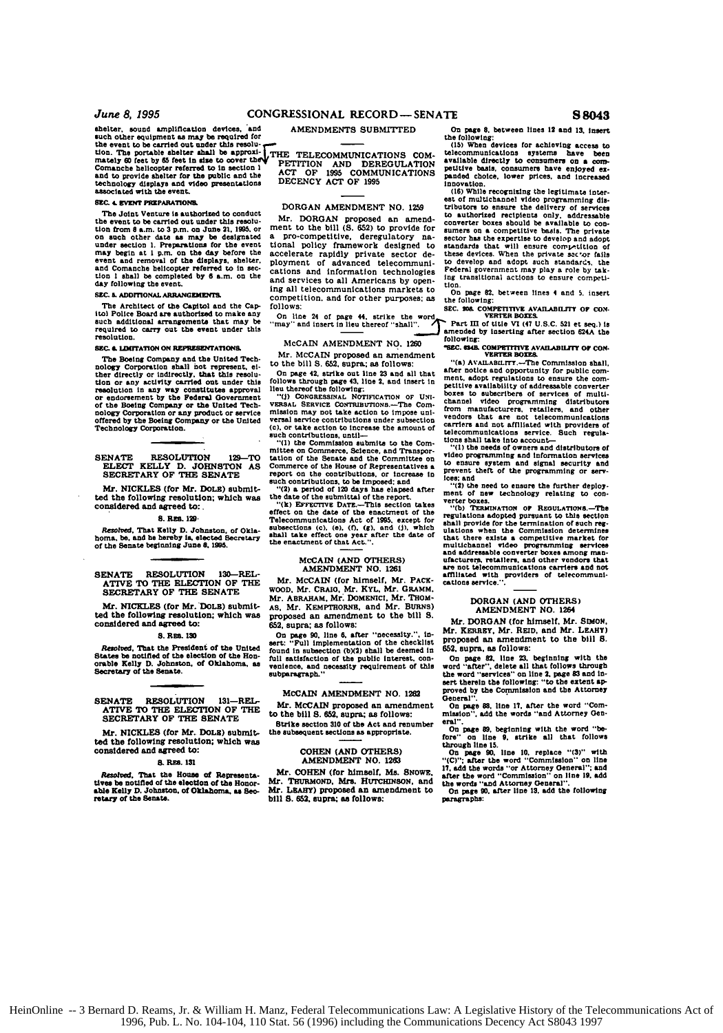shelter, sound amplification devices, and such other equipment as may be required for the event to be carried out under this resolution. The portable shelter shall be approximately 60 feet by 65 feet in size to cover the Comanche helicopter referred to in section 1 and to provide shelter for the public and the technology displays and video presentations associated with the event.

**SEC. 4. EVENT PREPARATIONS.**

The Joint Venture is authorized to conduct the event to be carried out under this resolution from 8 a.m. to 3 p.m. on June 21, 1995, or on such other date as may be designated under section 1. Preparations for the event may begin at 1 p.m. on the day before the event and removal of the displays, shelter, and Comanche helicopter referred to in section 1 shall be completed by 6 a.m. on the day following the event.

**SEC. 5. ADDITIONAL ARRANGEMENTS.**

The Architect of the Capitol and the Capitol Police Board are authorized to make any such additional arrangements that may be required to carry out the event under this resolution.

**SEC. 6. LIMITATION ON REPRESENTATIONS.**

The Boeing Company and the United Technology Corporation shall not represent, either directly or indirectly, that this resolution or any activity carried out under this resolution in any way constitutes approval or endorsement by the Federal Government of the Boeing Company or the United Technology Corporation or any product or service offered by the Boeing Company or the United Technology Corporation.

## SENATE RESOLUTION 129—TO ELECT KELLY D. JOHNSTON AS SECRETARY OF THE SENATE

Mr. NICKLES (for Mr. DOLE) submitted the following resolution; which was considered and agreed to:

S. RES. 129

*Resolved*, That Kelly D. Johnston, of Oklahoma, be, and he hereby is, elected Secretary of the Senate beginning June 8, 1995.

## SENATE RESOLUTION 130—RELATIVE TO THE ELECTION OF THE SECRETARY OF THE SENATE

Mr. NICKLES (for Mr. DOLE) submitted the following resolution; which was considered and agreed to:

S. RES. 130

*Resolved*, That the President of the United States be notified of the election of the Honorable Kelly D. Johnston, of Oklahoma, as Secretary of the Senate.

## SENATE RESOLUTION 131—RELATIVE TO THE ELECTION OF THE SECRETARY OF THE SENATE

Mr. NICKLES (for Mr. DOLE) submitted the following resolution; which was considered and agreed to:

S. RES. 131

*Resolved*, That the House of Representatives be notified of the election of the Honorable Kelly D. Johnston, of Oklahoma, as Secretary of the Senate.

## AMENDMENTS SUBMITTED

## THE TELECOMMUNICATIONS COMPETITION AND DEREGULATION ACT OF 1995 COMMUNICATIONS DECENCY ACT OF 1995

### DORGAN AMENDMENT NO. 1259

Mr. DORGAN proposed an amendment to the bill (S. 652) to provide for a pro-competitive, deregulatory national policy framework designed to accelerate rapidly private sector deployment of advanced telecommunications and information technologies and services to all Americans by opening all telecommunications markets to competition, and for other purposes; as follows:

On line 24 of page 44, strike the word "may" and insert in lieu thereof "shall".

### MCCAIN AMENDMENT NO. 1260

Mr. MCCAIN proposed an amendment to the bill S. 652, supra; as follows:

On page 42, strike out line 23 and all that follows through page 43, line 2, and insert in lieu thereof the following:

"(j) CONGRESSINAL NOTIFICATION OF UNIVERSAL SERVICE CONTRIBUTIONS.—The Commission may not take action to impose universal service contributions under subsection (c), or take action to increase the amount of such contributions, until—

"(1) the Commission submits to the Committee on Commerce, Science, and Transportation of the Senate and the Committee on Commerce of the House of Representatives a report on the contributions, or increase in such contributions, to be imposed; and

"(2) a period of 120 days has elapsed after the date of the submittal of the report.

"(k) EFFECTIVE DATE.—This section takes effect on the date of the enactment of the Telecommunications Act of 1995, except for subsections (c), (e), (f), (g), and (j), which shall take effect one year after the date of the enactment of that Act.".

### MCCAIN (AND OTHERS) AMENDMENT NO. 1261

Mr. MCCAIN (for himself, Mr. PACKWOOD, Mr. CRAIG, Mr. KYL, Mr. GRAMM, Mr. ABRAHAM, Mr. DOMENICI, Mr. THOMAS, Mr. KEMPTHORNE, and Mr. BURNS) proposed an amendment to the bill S. 652, supra; as follows:

On page 90, line 6, after "necessity.", insert: "Full implementation of the checklist found in subsection (b)(2) shall be deemed in full satisfaction of the public interest, convenience, and necessity requirement of this subparagraph."

### MCCAIN AMENDMENT NO. 1262

Mr. MCCAIN proposed an amendment to the bill S. 652, supra; as follows:

Strike section 310 of the Act and renumber the subsequent sections as appropriate.

### COHEN (AND OTHERS) AMENDMENT NO. 1263

Mr. COHEN (for himself, Ms. SNOWE, Mr. THURMOND, Mrs. HUTCHINSON, and Mr. LEAHY) proposed an amendment to the bill S. 652, supra; as follows:

On page 8, between lines 12 and 13, insert the following:

(15) When devices for achieving access to telecommunications systems have been available directly to consumers on a competitive basis, consumers have enjoyed expanded choice, lower prices, and increased innovation.

(16) While recognizing the legitimate interest of multichannel video programming distributors to ensure the delivery of services to authorized recipients only, addressable converter boxes should be available to consumers on a competitive basis. The private sector has the expertise to develop and adopt standards that will ensure competition of these devices. When the private sector fails to develop and adopt such standards, the Federal government may play a role by taking transitional actions to ensure competition.

On page 82, between lines 4 and 5, insert the following:

**SEC. 208. COMPETITIVE AVAILABILITY OF CONVERTER BOXES.**

Part III of title VI (47 U.S.C. 521 et seq.) is amended by inserting after section 624A the following:

"**SEC. 624B. COMPETITIVE AVAILABILITY OF CONVERTER BOXES.**

"(a) AVAILABILITY.—The Commission shall, after notice and opportunity for public comment, adopt regulations to ensure the competitive availability of addressable converter boxes to subscribers of services of multichannel video programming distributors from manufacturers, retailers, and other vendors that are not telecommunications carriers and not affiliated with providers of telecommunications service. Such regulations shall take into account—

"(1) the needs of owners and distributors of video programming and information services to ensure system and signal security and prevent theft of the programming or services; and

"(2) the need to ensure the further deployment of new technology relating to converter boxes.

"(b) TERMINATION OF REGULATIONS.—The regulations adopted pursuant to this section shall provide for the termination of such regulations when the Commission determines that there exists a competitive market for multichannel video programming services and addressable converter boxes among manufacturers, retailers, and other vendors that are not telecommunications carriers and not affiliated with providers of telecommunications service.".

### DORGAN (AND OTHERS) AMENDMENT NO. 1264

Mr. DORGAN (for himself, Mr. SIMON, Mr. KERREY, Mr. REID, and Mr. LEAHY) proposed an amendment to the bill S. 652, supra, as follows:

On page 82, line 23, beginning with the word "after", delete all that follows through the word "services" on line 2, page 83 and insert therein the following: "to the extent approved by the Commission and the Attorney General".

On page 88, line 17, after the word "Commission", add the words "and Attorney General".

On page 89, beginning with the word "before" on line 9, strike all that follows through line 15.

On page 90, line 10, replace "(3)" with "(C)"; after the word "Commission" on line 17, add the words "or Attorney General"; and after the word "Commission" on line 19, add the words "and Attorney General".

On page 90, after line 13, add the following paragraphs: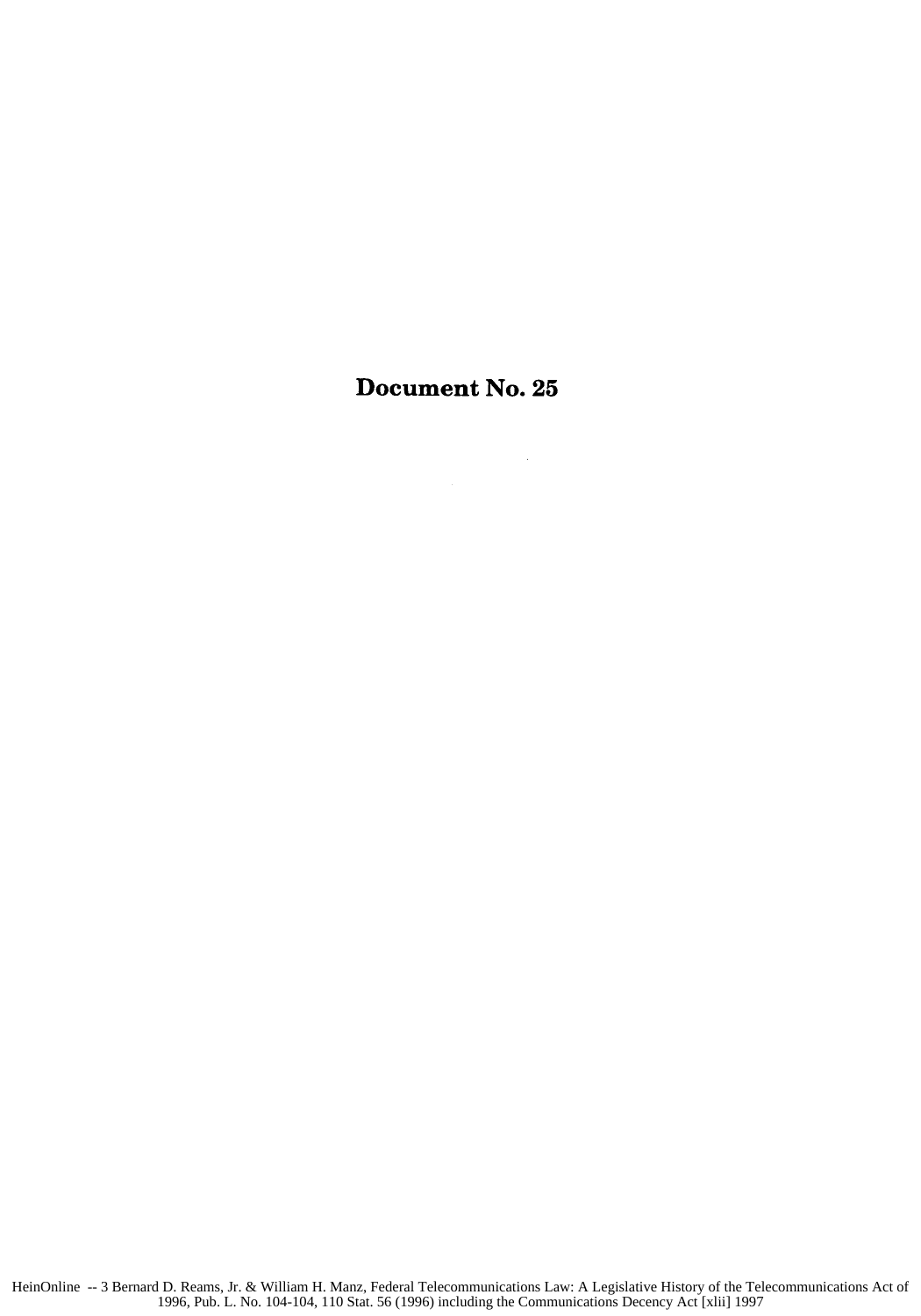# Document No. 25